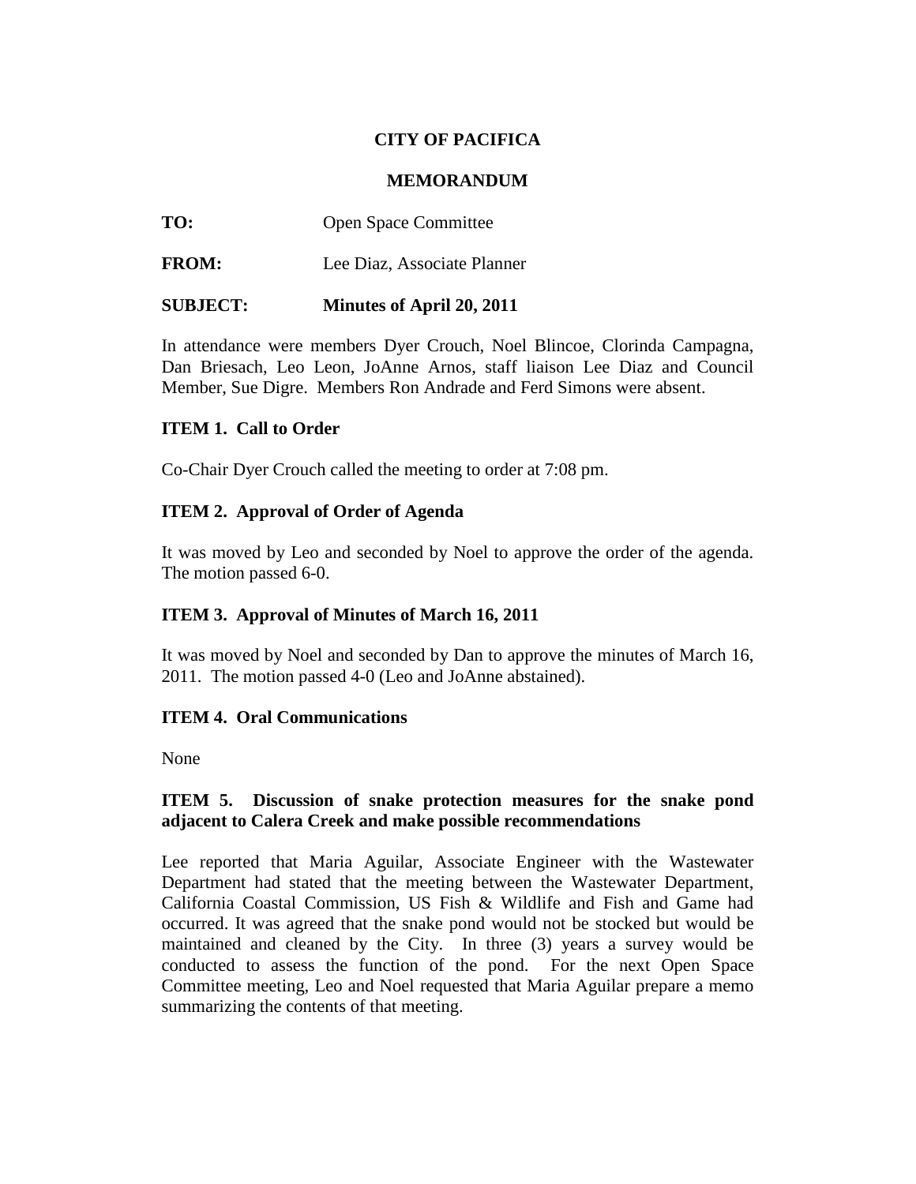**CITY OF PACIFICA**

**MEMORANDUM**

**TO:** Open Space Committee

**FROM:** Lee Diaz, Associate Planner

**SUBJECT: Minutes of April 20, 2011**

In attendance were members Dyer Crouch, Noel Blincoe, Clorinda Campagna, Dan Briesach, Leo Leon, JoAnne Arnos, staff liaison Lee Diaz and Council Member, Sue Digre. Members Ron Andrade and Ferd Simons were absent.

**ITEM 1. Call to Order**

Co-Chair Dyer Crouch called the meeting to order at 7:08 pm.

**ITEM 2. Approval of Order of Agenda**

It was moved by Leo and seconded by Noel to approve the order of the agenda. The motion passed 6-0.

**ITEM 3. Approval of Minutes of March 16, 2011**

It was moved by Noel and seconded by Dan to approve the minutes of March 16, 2011. The motion passed 4-0 (Leo and JoAnne abstained).

**ITEM 4. Oral Communications**

None

**ITEM 5. Discussion of snake protection measures for the snake pond adjacent to Calera Creek and make possible recommendations**

Lee reported that Maria Aguilar, Associate Engineer with the Wastewater Department had stated that the meeting between the Wastewater Department, California Coastal Commission, US Fish & Wildlife and Fish and Game had occurred. It was agreed that the snake pond would not be stocked but would be maintained and cleaned by the City. In three (3) years a survey would be conducted to assess the function of the pond. For the next Open Space Committee meeting, Leo and Noel requested that Maria Aguilar prepare a memo summarizing the contents of that meeting.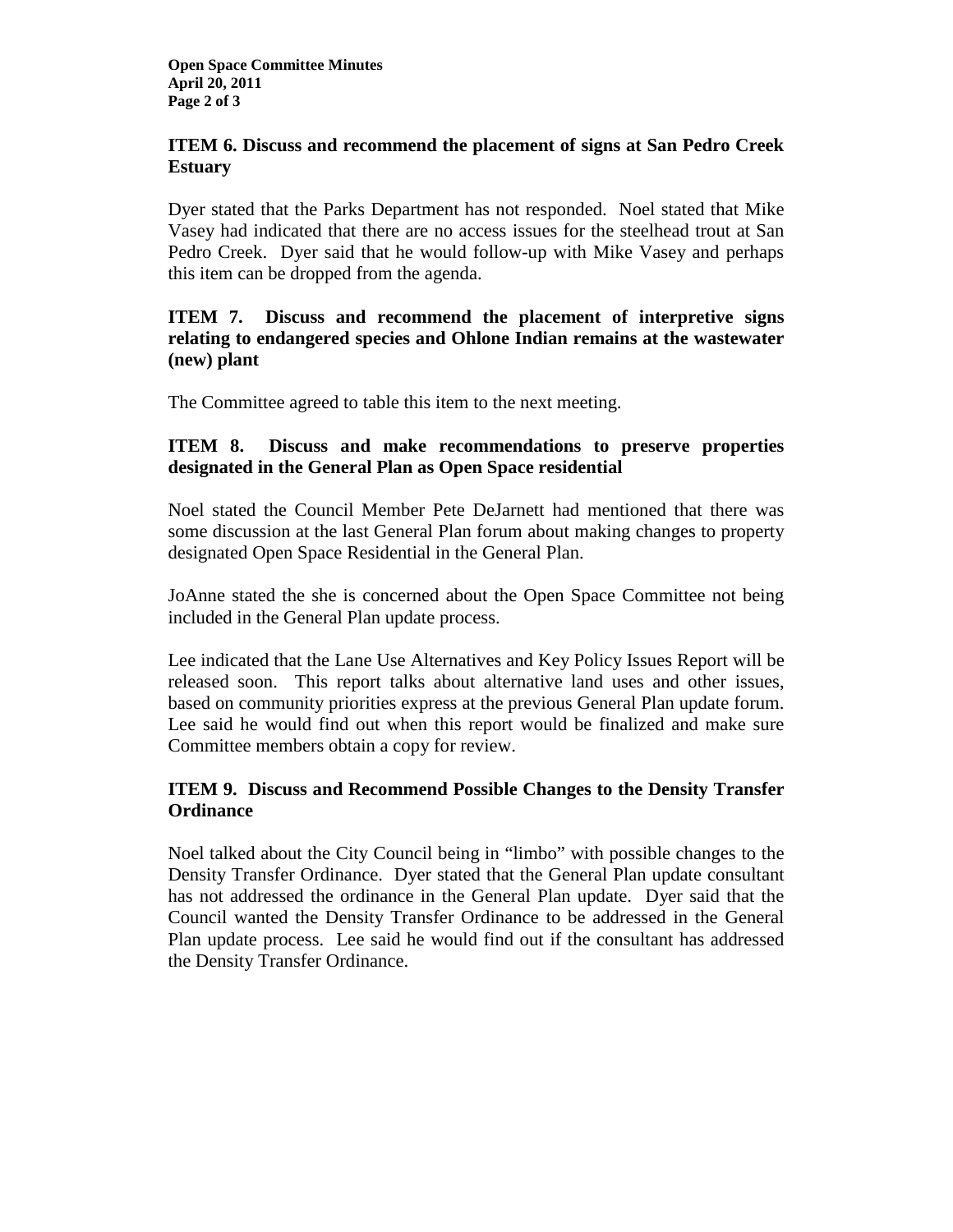**ITEM 6. Discuss and recommend the placement of signs at San Pedro Creek Estuary**

Dyer stated that the Parks Department has not responded. Noel stated that Mike Vasey had indicated that there are no access issues for the steelhead trout at San Pedro Creek. Dyer said that he would follow-up with Mike Vasey and perhaps this item can be dropped from the agenda.

**ITEM 7. Discuss and recommend the placement of interpretive signs relating to endangered species and Ohlone Indian remains at the wastewater (new) plant**

The Committee agreed to table this item to the next meeting.

**ITEM 8. Discuss and make recommendations to preserve properties designated in the General Plan as Open Space residential**

Noel stated the Council Member Pete DeJarnett had mentioned that there was some discussion at the last General Plan forum about making changes to property designated Open Space Residential in the General Plan.

JoAnne stated the she is concerned about the Open Space Committee not being included in the General Plan update process.

Lee indicated that the Lane Use Alternatives and Key Policy Issues Report will be released soon. This report talks about alternative land uses and other issues, based on community priorities express at the previous General Plan update forum. Lee said he would find out when this report would be finalized and make sure Committee members obtain a copy for review.

**ITEM 9. Discuss and Recommend Possible Changes to the Density Transfer Ordinance**

Noel talked about the City Council being in "limbo" with possible changes to the Density Transfer Ordinance. Dyer stated that the General Plan update consultant has not addressed the ordinance in the General Plan update. Dyer said that the Council wanted the Density Transfer Ordinance to be addressed in the General Plan update process. Lee said he would find out if the consultant has addressed the Density Transfer Ordinance.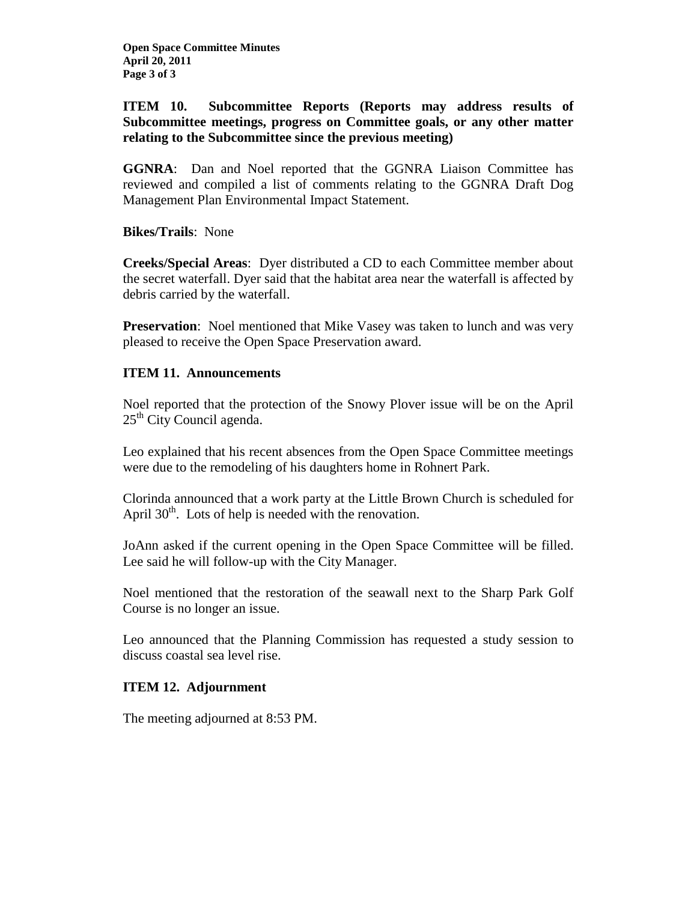**ITEM 10. Subcommittee Reports (Reports may address results of Subcommittee meetings, progress on Committee goals, or any other matter relating to the Subcommittee since the previous meeting)**

**GGNRA**: Dan and Noel reported that the GGNRA Liaison Committee has reviewed and compiled a list of comments relating to the GGNRA Draft Dog Management Plan Environmental Impact Statement.

**Bikes/Trails**: None

**Creeks/Special Areas**: Dyer distributed a CD to each Committee member about the secret waterfall. Dyer said that the habitat area near the waterfall is affected by debris carried by the waterfall.

**Preservation**: Noel mentioned that Mike Vasey was taken to lunch and was very pleased to receive the Open Space Preservation award.

**ITEM 11. Announcements**

Noel reported that the protection of the Snowy Plover issue will be on the April 25th City Council agenda.

Leo explained that his recent absences from the Open Space Committee meetings were due to the remodeling of his daughters home in Rohnert Park.

Clorinda announced that a work party at the Little Brown Church is scheduled for April 30th. Lots of help is needed with the renovation.

JoAnn asked if the current opening in the Open Space Committee will be filled. Lee said he will follow-up with the City Manager.

Noel mentioned that the restoration of the seawall next to the Sharp Park Golf Course is no longer an issue.

Leo announced that the Planning Commission has requested a study session to discuss coastal sea level rise.

**ITEM 12. Adjournment**

The meeting adjourned at 8:53 PM.